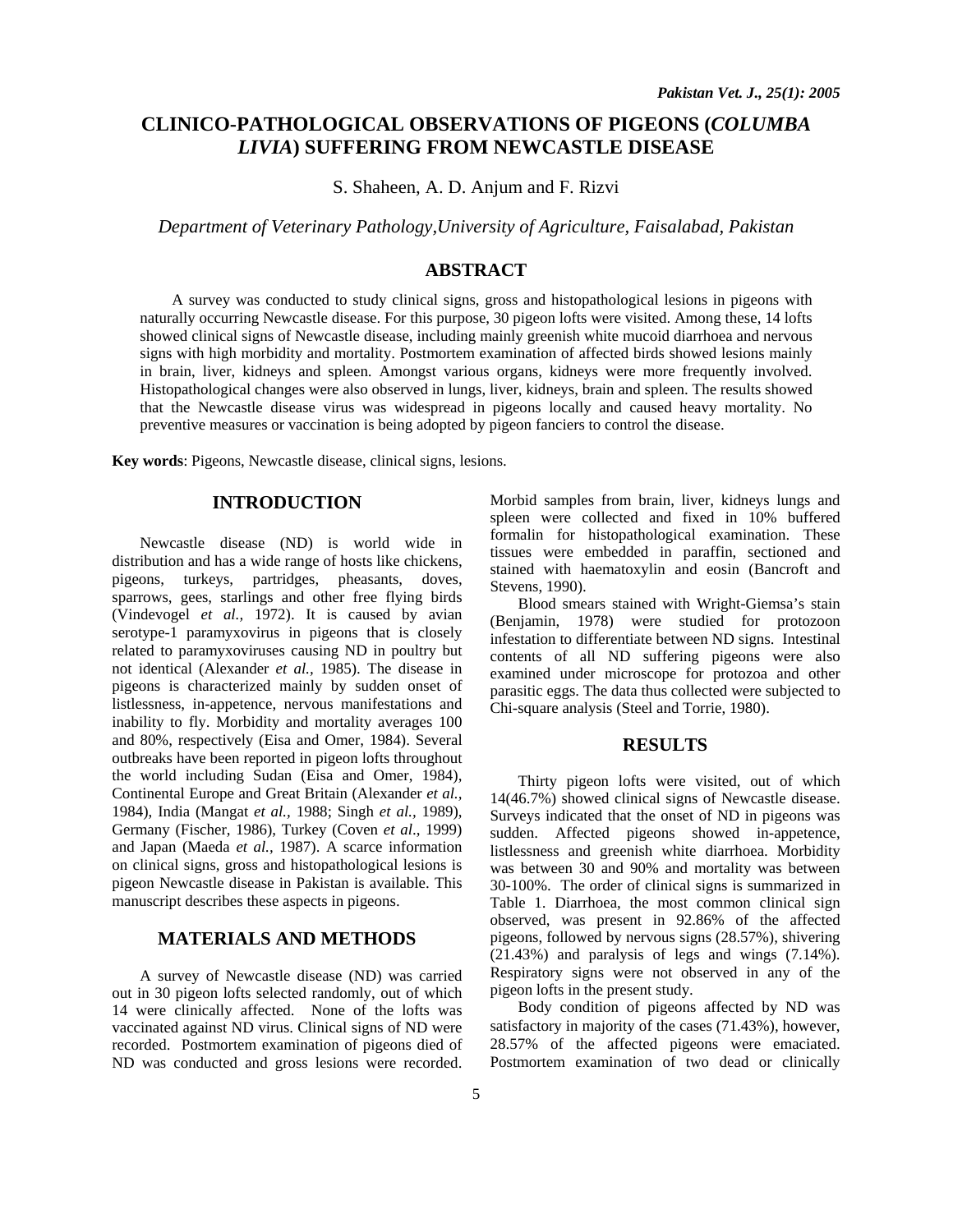# CLINICO-PATHOLOGICAL OBSERVATIONS OF PIGEONS (*COLUMBA LIVIA*) SUFFERING FROM NEWCASTLE DISEASE

S. Shaheen, A. D. Anjum and F. Rizvi

*Department of Veterinary Pathology,University of Agriculture, Faisalabad, Pakistan*

## ABSTRACT

A survey was conducted to study clinical signs, gross and histopathological lesions in pigeons with naturally occurring Newcastle disease. For this purpose, 30 pigeon lofts were visited. Among these, 14 lofts showed clinical signs of Newcastle disease, including mainly greenish white mucoid diarrhoea and nervous signs with high morbidity and mortality. Postmortem examination of affected birds showed lesions mainly in brain, liver, kidneys and spleen. Amongst various organs, kidneys were more frequently involved. Histopathological changes were also observed in lungs, liver, kidneys, brain and spleen. The results showed that the Newcastle disease virus was widespread in pigeons locally and caused heavy mortality. No preventive measures or vaccination is being adopted by pigeon fanciers to control the disease.

**Key words**: Pigeons, Newcastle disease, clinical signs, lesions.

## INTRODUCTION

Newcastle disease (ND) is world wide in distribution and has a wide range of hosts like chickens, pigeons, turkeys, partridges, pheasants, doves, sparrows, gees, starlings and other free flying birds (Vindevogel *et al.*, 1972). It is caused by avian serotype-1 paramyxovirus in pigeons that is closely related to paramyxoviruses causing ND in poultry but not identical (Alexander *et al.*, 1985). The disease in pigeons is characterized mainly by sudden onset of listlessness, in-appetence, nervous manifestations and inability to fly. Morbidity and mortality averages 100 and 80%, respectively (Eisa and Omer, 1984). Several outbreaks have been reported in pigeon lofts throughout the world including Sudan (Eisa and Omer, 1984), Continental Europe and Great Britain (Alexander *et al.*, 1984), India (Mangat *et al.*, 1988; Singh *et al.*, 1989), Germany (Fischer, 1986), Turkey (Coven *et al*., 1999) and Japan (Maeda *et al.*, 1987). A scarce information on clinical signs, gross and histopathological lesions is pigeon Newcastle disease in Pakistan is available. This manuscript describes these aspects in pigeons.

## MATERIALS AND METHODS

A survey of Newcastle disease (ND) was carried out in 30 pigeon lofts selected randomly, out of which 14 were clinically affected. None of the lofts was vaccinated against ND virus. Clinical signs of ND were recorded. Postmortem examination of pigeons died of ND was conducted and gross lesions were recorded. Morbid samples from brain, liver, kidneys lungs and spleen were collected and fixed in 10% buffered formalin for histopathological examination. These tissues were embedded in paraffin, sectioned and stained with haematoxylin and eosin (Bancroft and Stevens, 1990).

Blood smears stained with Wright-Giemsa's stain (Benjamin, 1978) were studied for protozoon infestation to differentiate between ND signs. Intestinal contents of all ND suffering pigeons were also examined under microscope for protozoa and other parasitic eggs. The data thus collected were subjected to Chi-square analysis (Steel and Torrie, 1980).

## RESULTS

Thirty pigeon lofts were visited, out of which 14(46.7%) showed clinical signs of Newcastle disease. Surveys indicated that the onset of ND in pigeons was sudden. Affected pigeons showed in-appetence, listlessness and greenish white diarrhoea. Morbidity was between 30 and 90% and mortality was between 30-100%. The order of clinical signs is summarized in Table 1. Diarrhoea, the most common clinical sign observed, was present in 92.86% of the affected pigeons, followed by nervous signs (28.57%), shivering (21.43%) and paralysis of legs and wings (7.14%). Respiratory signs were not observed in any of the pigeon lofts in the present study.

Body condition of pigeons affected by ND was satisfactory in majority of the cases (71.43%), however, 28.57% of the affected pigeons were emaciated. Postmortem examination of two dead or clinically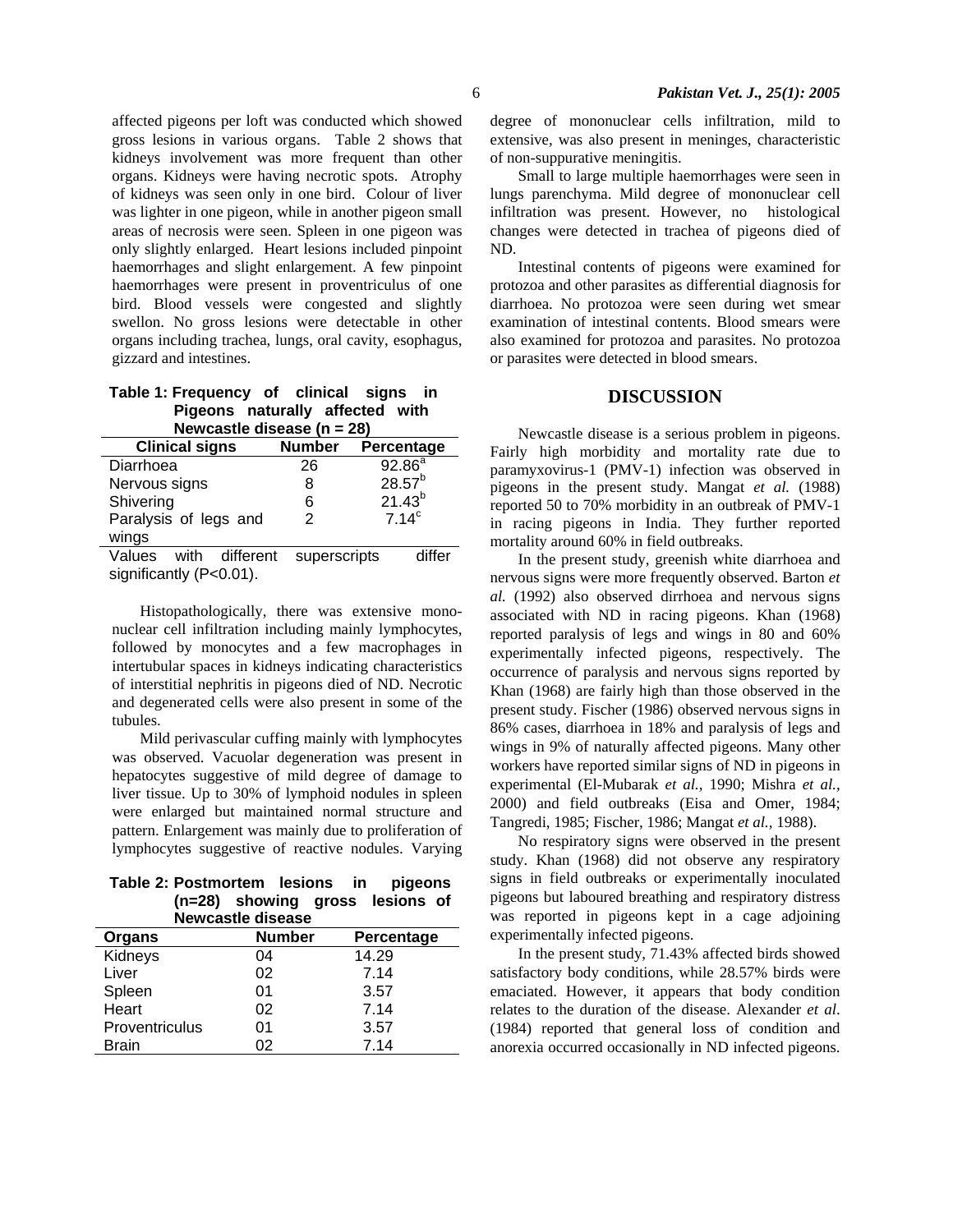affected pigeons per loft was conducted which showed gross lesions in various organs. Table 2 shows that kidneys involvement was more frequent than other organs. Kidneys were having necrotic spots. Atrophy of kidneys was seen only in one bird. Colour of liver was lighter in one pigeon, while in another pigeon small areas of necrosis were seen. Spleen in one pigeon was only slightly enlarged. Heart lesions included pinpoint haemorrhages and slight enlargement. A few pinpoint haemorrhages were present in proventriculus of one bird. Blood vessels were congested and slightly swellon. No gross lesions were detectable in other organs including trachea, lungs, oral cavity, esophagus, gizzard and intestines.

**Table 1: Frequency of clinical signs in Pigeons naturally affected with Newcastle disease (n = 28)**

| Clinical signs | Number | Percentage |
|---|---|---|
| Diarrhoea | 26 | 92.86[a] |
| Nervous signs | 8 | 28.57[b] |
| Shivering | 6 | 21.43[b] |
| Paralysis of legs and wings | 2 | 7.14[c] |

Values with different superscripts differ significantly ($P<0.01$).

Histopathologically, there was extensive mononuclear cell infiltration including mainly lymphocytes, followed by monocytes and a few macrophages in intertubular spaces in kidneys indicating characteristics of interstitial nephritis in pigeons died of ND. Necrotic and degenerated cells were also present in some of the tubules.

Mild perivascular cuffing mainly with lymphocytes was observed. Vacuolar degeneration was present in hepatocytes suggestive of mild degree of damage to liver tissue. Up to 30% of lymphoid nodules in spleen were enlarged but maintained normal structure and pattern. Enlargement was mainly due to proliferation of lymphocytes suggestive of reactive nodules. Varying degree of mononuclear cells infiltration, mild to extensive, was also present in meninges, characteristic of non-suppurative meningitis.

**Table 2: Postmortem lesions in pigeons (n=28) showing gross lesions of Newcastle disease**

| Organs | Number | Percentage |
|---|---|---|
| Kidneys | 04 | 14.29 |
| Liver | 02 | 7.14 |
| Spleen | 01 | 3.57 |
| Heart | 02 | 7.14 |
| Proventriculus | 01 | 3.57 |
| Brain | 02 | 7.14 |

Small to large multiple haemorrhages were seen in lungs parenchyma. Mild degree of mononuclear cell infiltration was present. However, no histological changes were detected in trachea of pigeons died of ND.

Intestinal contents of pigeons were examined for protozoa and other parasites as differential diagnosis for diarrhoea. No protozoa were seen during wet smear examination of intestinal contents. Blood smears were also examined for protozoa and parasites. No protozoa or parasites were detected in blood smears.

## DISCUSSION

Newcastle disease is a serious problem in pigeons. Fairly high morbidity and mortality rate due to paramyxovirus-1 (PMV-1) infection was observed in pigeons in the present study. Mangat *et al.* (1988) reported 50 to 70% morbidity in an outbreak of PMV-1 in racing pigeons in India. They further reported mortality around 60% in field outbreaks.

In the present study, greenish white diarrhoea and nervous signs were more frequently observed. Barton *et al.* (1992) also observed dirrhoea and nervous signs associated with ND in racing pigeons. Khan (1968) reported paralysis of legs and wings in 80 and 60% experimentally infected pigeons, respectively. The occurrence of paralysis and nervous signs reported by Khan (1968) are fairly high than those observed in the present study. Fischer (1986) observed nervous signs in 86% cases, diarrhoea in 18% and paralysis of legs and wings in 9% of naturally affected pigeons. Many other workers have reported similar signs of ND in pigeons in experimental (El-Mubarak *et al.,* 1990; Mishra *et al.,* 2000) and field outbreaks (Eisa and Omer, 1984; Tangredi, 1985; Fischer, 1986; Mangat *et al.,* 1988).

No respiratory signs were observed in the present study. Khan (1968) did not observe any respiratory signs in field outbreaks or experimentally inoculated pigeons but laboured breathing and respiratory distress was reported in pigeons kept in a cage adjoining experimentally infected pigeons.

In the present study, 71.43% affected birds showed satisfactory body conditions, while 28.57% birds were emaciated. However, it appears that body condition relates to the duration of the disease. Alexander *et al*. (1984) reported that general loss of condition and anorexia occurred occasionally in ND infected pigeons.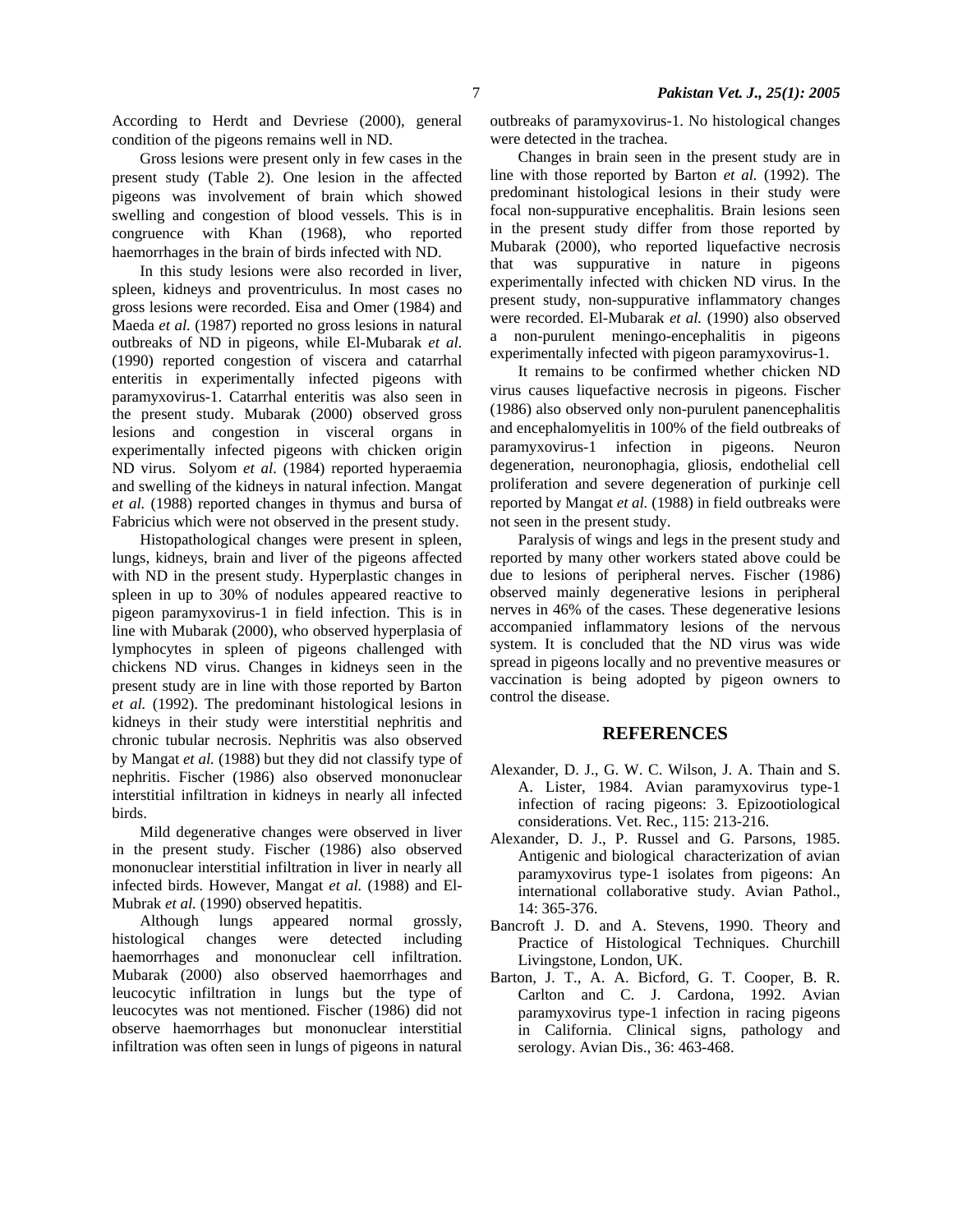According to Herdt and Devriese (2000), general condition of the pigeons remains well in ND.

Gross lesions were present only in few cases in the present study (Table 2). One lesion in the affected pigeons was involvement of brain which showed swelling and congestion of blood vessels. This is in congruence with Khan (1968), who reported haemorrhages in the brain of birds infected with ND.

In this study lesions were also recorded in liver, spleen, kidneys and proventriculus. In most cases no gross lesions were recorded. Eisa and Omer (1984) and Maeda *et al.* (1987) reported no gross lesions in natural outbreaks of ND in pigeons, while El-Mubarak *et al*. (1990) reported congestion of viscera and catarrhal enteritis in experimentally infected pigeons with paramyxovirus-1. Catarrhal enteritis was also seen in the present study. Mubarak (2000) observed gross lesions and congestion in visceral organs in experimentally infected pigeons with chicken origin ND virus. Solyom *et al.* (1984) reported hyperaemia and swelling of the kidneys in natural infection. Mangat *et al.* (1988) reported changes in thymus and bursa of Fabricius which were not observed in the present study.

Histopathological changes were present in spleen, lungs, kidneys, brain and liver of the pigeons affected with ND in the present study. Hyperplastic changes in spleen in up to 30% of nodules appeared reactive to pigeon paramyxovirus-1 in field infection. This is in line with Mubarak (2000), who observed hyperplasia of lymphocytes in spleen of pigeons challenged with chickens ND virus. Changes in kidneys seen in the present study are in line with those reported by Barton *et al.* (1992). The predominant histological lesions in kidneys in their study were interstitial nephritis and chronic tubular necrosis. Nephritis was also observed by Mangat *et al.* (1988) but they did not classify type of nephritis. Fischer (1986) also observed mononuclear interstitial infiltration in kidneys in nearly all infected birds.

Mild degenerative changes were observed in liver in the present study. Fischer (1986) also observed mononuclear interstitial infiltration in liver in nearly all infected birds. However, Mangat *et al.* (1988) and El-Mubrak *et al.* (1990) observed hepatitis.

Although lungs appeared normal grossly, histological changes were detected including haemorrhages and mononuclear cell infiltration. Mubarak (2000) also observed haemorrhages and leucocytic infiltration in lungs but the type of leucocytes was not mentioned. Fischer (1986) did not observe haemorrhages but mononuclear interstitial infiltration was often seen in lungs of pigeons in natural outbreaks of paramyxovirus-1. No histological changes were detected in the trachea.

Changes in brain seen in the present study are in line with those reported by Barton *et al.* (1992). The predominant histological lesions in their study were focal non-suppurative encephalitis. Brain lesions seen in the present study differ from those reported by Mubarak (2000), who reported liquefactive necrosis that was suppurative in nature in pigeons experimentally infected with chicken ND virus. In the present study, non-suppurative inflammatory changes were recorded. El-Mubarak *et al.* (1990) also observed a non-purulent meningo-encephalitis in pigeons experimentally infected with pigeon paramyxovirus-1.

It remains to be confirmed whether chicken ND virus causes liquefactive necrosis in pigeons. Fischer (1986) also observed only non-purulent panencephalitis and encephalomyelitis in 100% of the field outbreaks of paramyxovirus-1 infection in pigeons. Neuron degeneration, neuronophagia, gliosis, endothelial cell proliferation and severe degeneration of purkinje cell reported by Mangat *et al.* (1988) in field outbreaks were not seen in the present study.

Paralysis of wings and legs in the present study and reported by many other workers stated above could be due to lesions of peripheral nerves. Fischer (1986) observed mainly degenerative lesions in peripheral nerves in 46% of the cases. These degenerative lesions accompanied inflammatory lesions of the nervous system. It is concluded that the ND virus was wide spread in pigeons locally and no preventive measures or vaccination is being adopted by pigeon owners to control the disease.

## REFERENCES

Alexander, D. J., G. W. C. Wilson, J. A. Thain and S. A. Lister, 1984. Avian paramyxovirus type-1 infection of racing pigeons: 3. Epizootiological considerations. Vet. Rec., 115: 213-216.

Alexander, D. J., P. Russel and G. Parsons, 1985. Antigenic and biological characterization of avian paramyxovirus type-1 isolates from pigeons: An international collaborative study. Avian Pathol., 14: 365-376.

Bancroft J. D. and A. Stevens, 1990. Theory and Practice of Histological Techniques. Churchill Livingstone, London, UK.

Barton, J. T., A. A. Bicford, G. T. Cooper, B. R. Carlton and C. J. Cardona, 1992. Avian paramyxovirus type-1 infection in racing pigeons in California. Clinical signs, pathology and serology. Avian Dis., 36: 463-468.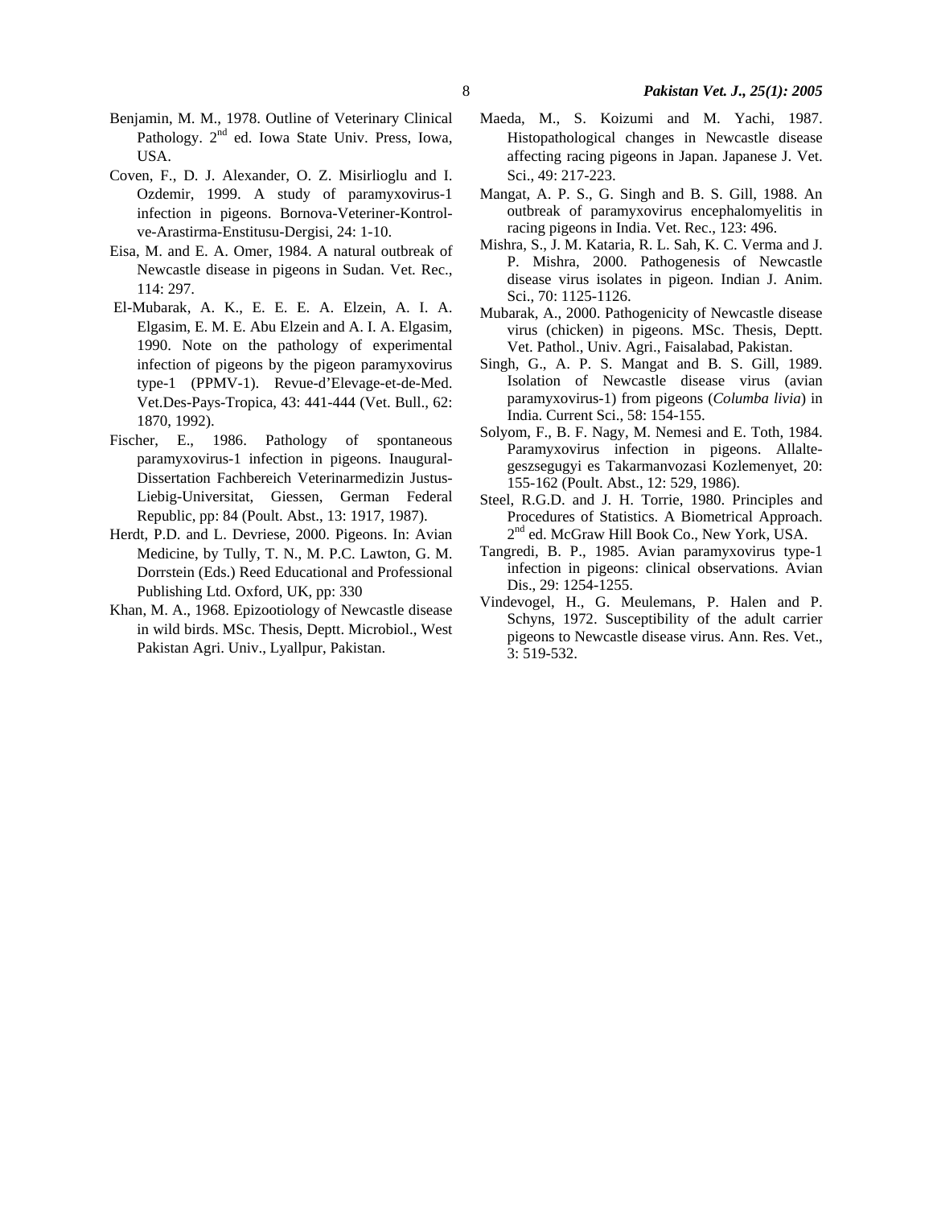Benjamin, M. M., 1978. Outline of Veterinary Clinical Pathology. 2nd ed. Iowa State Univ. Press, Iowa, USA.

Coven, F., D. J. Alexander, O. Z. Misirlioglu and I. Ozdemir, 1999. A study of paramyxovirus-1 infection in pigeons. Bornova-Veteriner-Kontrol-ve-Arastirma-Enstitusu-Dergisi, 24: 1-10.

Eisa, M. and E. A. Omer, 1984. A natural outbreak of Newcastle disease in pigeons in Sudan. Vet. Rec., 114: 297.

El-Mubarak, A. K., E. E. E. A. Elzein, A. I. A. Elgasim, E. M. E. Abu Elzein and A. I. A. Elgasim, 1990. Note on the pathology of experimental infection of pigeons by the pigeon paramyxovirus type-1 (PPMV-1). Revue-d'Elevage-et-de-Med. Vet.Des-Pays-Tropica, 43: 441-444 (Vet. Bull., 62: 1870, 1992).

Fischer, E., 1986. Pathology of spontaneous paramyxovirus-1 infection in pigeons. Inaugural-Dissertation Fachbereich Veterinarmedizin Justus-Liebig-Universitat, Giessen, German Federal Republic, pp: 84 (Poult. Abst., 13: 1917, 1987).

Herdt, P.D. and L. Devriese, 2000. Pigeons. In: Avian Medicine, by Tully, T. N., M. P.C. Lawton, G. M. Dorrstein (Eds.) Reed Educational and Professional Publishing Ltd. Oxford, UK, pp: 330

Khan, M. A., 1968. Epizootiology of Newcastle disease in wild birds. MSc. Thesis, Deptt. Microbiol., West Pakistan Agri. Univ., Lyallpur, Pakistan.

Maeda, M., S. Koizumi and M. Yachi, 1987. Histopathological changes in Newcastle disease affecting racing pigeons in Japan. Japanese J. Vet. Sci., 49: 217-223.

Mangat, A. P. S., G. Singh and B. S. Gill, 1988. An outbreak of paramyxovirus encephalomyelitis in racing pigeons in India. Vet. Rec., 123: 496.

Mishra, S., J. M. Kataria, R. L. Sah, K. C. Verma and J. P. Mishra, 2000. Pathogenesis of Newcastle disease virus isolates in pigeon. Indian J. Anim. Sci., 70: 1125-1126.

Mubarak, A., 2000. Pathogenicity of Newcastle disease virus (chicken) in pigeons. MSc. Thesis, Deptt. Vet. Pathol., Univ. Agri., Faisalabad, Pakistan.

Singh, G., A. P. S. Mangat and B. S. Gill, 1989. Isolation of Newcastle disease virus (avian paramyxovirus-1) from pigeons (*Columba livia*) in India. Current Sci., 58: 154-155.

Solyom, F., B. F. Nagy, M. Nemesi and E. Toth, 1984. Paramyxovirus infection in pigeons. Allalte-geszsegugyi es Takarmanvozasi Kozlemenyet, 20: 155-162 (Poult. Abst., 12: 529, 1986).

Steel, R.G.D. and J. H. Torrie, 1980. Principles and Procedures of Statistics. A Biometrical Approach. 2nd ed. McGraw Hill Book Co., New York, USA.

Tangredi, B. P., 1985. Avian paramyxovirus type-1 infection in pigeons: clinical observations. Avian Dis., 29: 1254-1255.

Vindevogel, H., G. Meulemans, P. Halen and P. Schyns, 1972. Susceptibility of the adult carrier pigeons to Newcastle disease virus. Ann. Res. Vet., 3: 519-532.